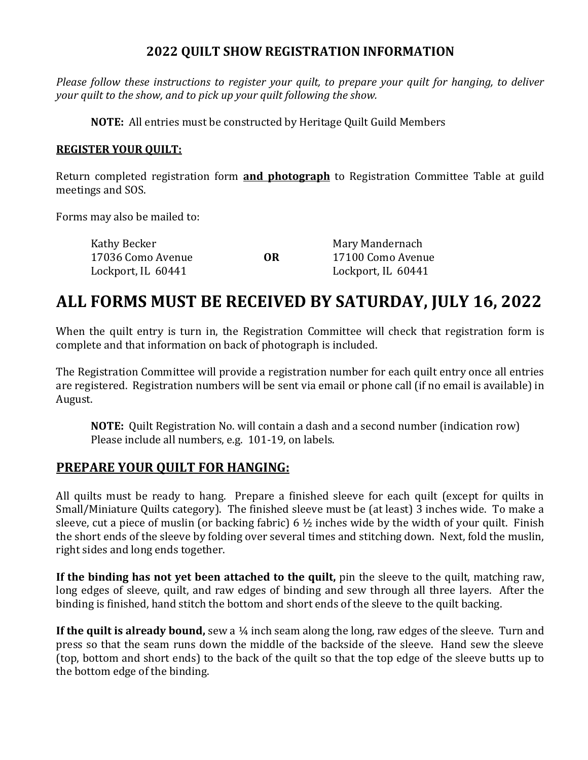## 2022 QUILT SHOW REGISTRATION INFORMATION

*Please follow these instructions to register your quilt, to prepare your quilt for hanging, to deliver your quilt to the show, and to pick up your quilt following the show.*

> **NOTE:** All entries must be constructed by Heritage Quilt Guild Members

### REGISTER YOUR QUILT:

Return completed registration form **and photograph** to Registration Committee Table at guild meetings and SOS.

Forms may also be mailed to:

| Kathy Becker | | Mary Mandernach |
|---|---|---|
| 17036 Como Avenue | **OR** | 17100 Como Avenue |
| Lockport, IL 60441 | | Lockport, IL 60441 |

# ALL FORMS MUST BE RECEIVED BY SATURDAY, JULY 16, 2022

When the quilt entry is turn in, the Registration Committee will check that registration form is complete and that information on back of photograph is included.

The Registration Committee will provide a registration number for each quilt entry once all entries are registered. Registration numbers will be sent via email or phone call (if no email is available) in August.

> **NOTE:** Quilt Registration No. will contain a dash and a second number (indication row) Please include all numbers, e.g. 101-19, on labels.

## PREPARE YOUR QUILT FOR HANGING:

All quilts must be ready to hang. Prepare a finished sleeve for each quilt (except for quilts in Small/Miniature Quilts category). The finished sleeve must be (at least) 3 inches wide. To make a sleeve, cut a piece of muslin (or backing fabric) 6 ½ inches wide by the width of your quilt. Finish the short ends of the sleeve by folding over several times and stitching down. Next, fold the muslin, right sides and long ends together.

**If the binding has not yet been attached to the quilt,** pin the sleeve to the quilt, matching raw, long edges of sleeve, quilt, and raw edges of binding and sew through all three layers. After the binding is finished, hand stitch the bottom and short ends of the sleeve to the quilt backing.

**If the quilt is already bound,** sew a ¼ inch seam along the long, raw edges of the sleeve. Turn and press so that the seam runs down the middle of the backside of the sleeve. Hand sew the sleeve (top, bottom and short ends) to the back of the quilt so that the top edge of the sleeve butts up to the bottom edge of the binding.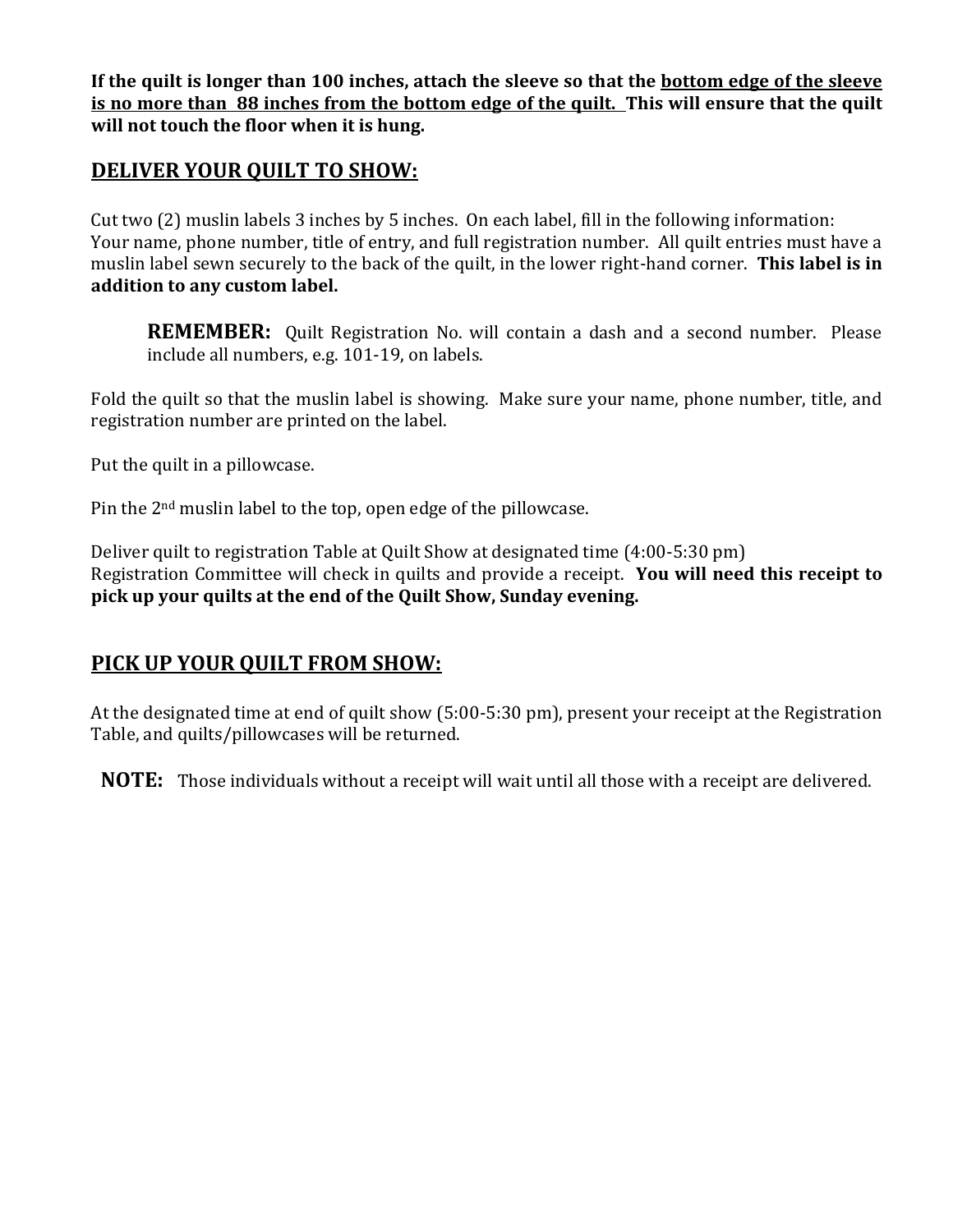**If the quilt is longer than 100 inches, attach the sleeve so that the bottom edge of the sleeve is no more than 88 inches from the bottom edge of the quilt. This will ensure that the quilt will not touch the floor when it is hung.**

## DELIVER YOUR QUILT TO SHOW:

Cut two (2) muslin labels 3 inches by 5 inches. On each label, fill in the following information: Your name, phone number, title of entry, and full registration number. All quilt entries must have a muslin label sewn securely to the back of the quilt, in the lower right-hand corner. **This label is in addition to any custom label.**

> **REMEMBER:** Quilt Registration No. will contain a dash and a second number. Please include all numbers, e.g. 101-19, on labels.

Fold the quilt so that the muslin label is showing. Make sure your name, phone number, title, and registration number are printed on the label.

Put the quilt in a pillowcase.

Pin the 2nd muslin label to the top, open edge of the pillowcase.

Deliver quilt to registration Table at Quilt Show at designated time (4:00-5:30 pm)
Registration Committee will check in quilts and provide a receipt. **You will need this receipt to pick up your quilts at the end of the Quilt Show, Sunday evening.**

## PICK UP YOUR QUILT FROM SHOW:

At the designated time at end of quilt show (5:00-5:30 pm), present your receipt at the Registration Table, and quilts/pillowcases will be returned.

**NOTE:** Those individuals without a receipt will wait until all those with a receipt are delivered.